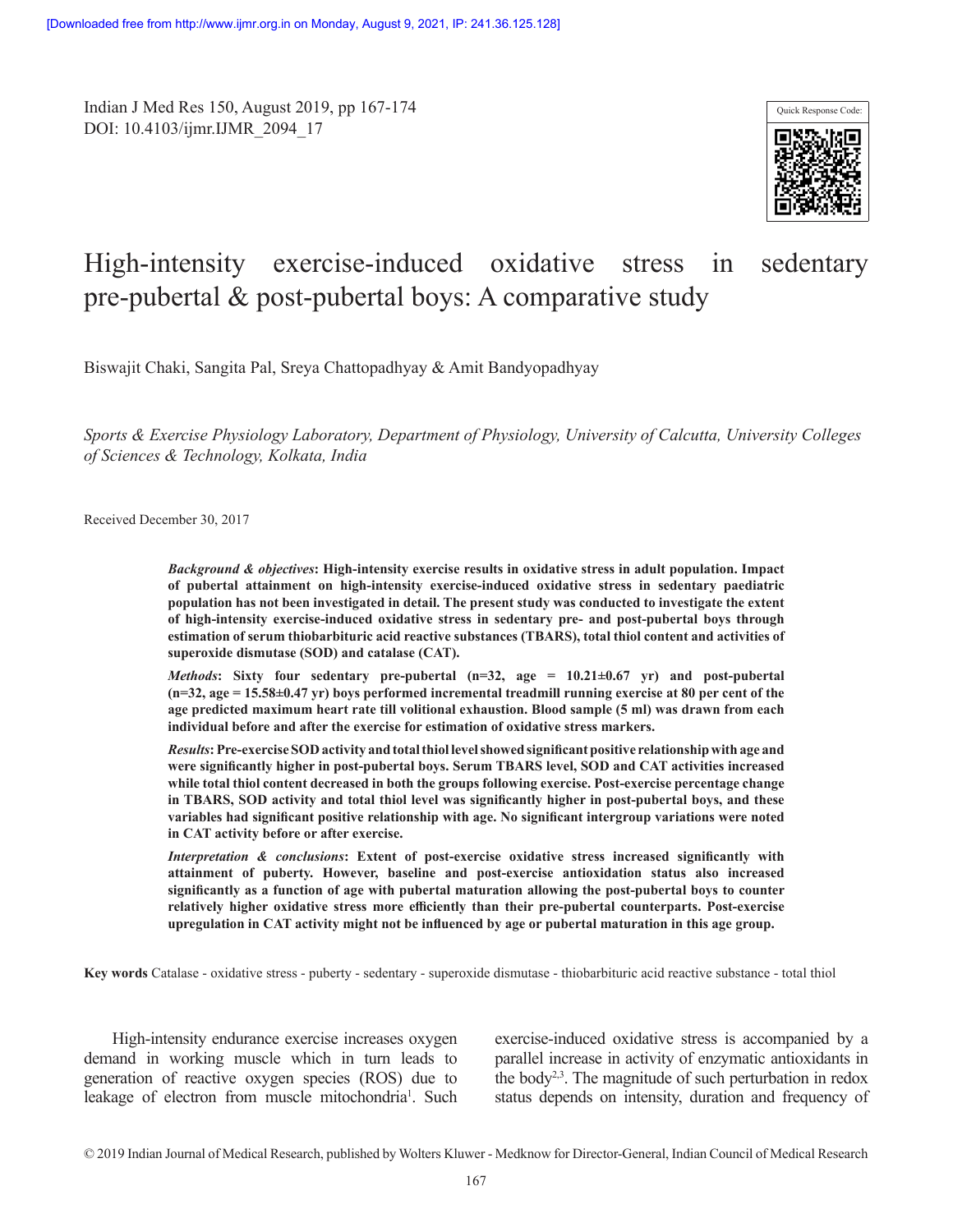# High-intensity exercise-induced oxidative stress in sedentary pre-pubertal & post-pubertal boys: A comparative study

Biswajit Chaki, Sangita Pal, Sreya Chattopadhyay & Amit Bandyopadhyay

*Sports & Exercise Physiology Laboratory, Department of Physiology, University of Calcutta, University Colleges of Sciences & Technology, Kolkata, India*

Received December 30, 2017

***Background & objectives*: High-intensity exercise results in oxidative stress in adult population. Impact of pubertal attainment on high-intensity exercise-induced oxidative stress in sedentary paediatric population has not been investigated in detail. The present study was conducted to investigate the extent of high-intensity exercise-induced oxidative stress in sedentary pre- and post-pubertal boys through estimation of serum thiobarbituric acid reactive substances (TBARS), total thiol content and activities of superoxide dismutase (SOD) and catalase (CAT).**

***Methods*: Sixty four sedentary pre-pubertal (n=32, age = 10.21±0.67 yr) and post-pubertal (n=32, age = 15.58±0.47 yr) boys performed incremental treadmill running exercise at 80 per cent of the age predicted maximum heart rate till volitional exhaustion. Blood sample (5 ml) was drawn from each individual before and after the exercise for estimation of oxidative stress markers.**

***Results*: Pre-exercise SOD activity and total thiol level showed significant positive relationship with age and were significantly higher in post-pubertal boys. Serum TBARS level, SOD and CAT activities increased while total thiol content decreased in both the groups following exercise. Post-exercise percentage change in TBARS, SOD activity and total thiol level was significantly higher in post-pubertal boys, and these variables had significant positive relationship with age. No significant intergroup variations were noted in CAT activity before or after exercise.**

***Interpretation & conclusions*: Extent of post-exercise oxidative stress increased significantly with attainment of puberty. However, baseline and post-exercise antioxidation status also increased significantly as a function of age with pubertal maturation allowing the post-pubertal boys to counter relatively higher oxidative stress more efficiently than their pre-pubertal counterparts. Post-exercise upregulation in CAT activity might not be influenced by age or pubertal maturation in this age group.**

**Key words** Catalase - oxidative stress - puberty - sedentary - superoxide dismutase - thiobarbituric acid reactive substance - total thiol

High-intensity endurance exercise increases oxygen demand in working muscle which in turn leads to generation of reactive oxygen species (ROS) due to leakage of electron from muscle mitochondria[1]. Such exercise-induced oxidative stress is accompanied by a parallel increase in activity of enzymatic antioxidants in the body[2,3]. The magnitude of such perturbation in redox status depends on intensity, duration and frequency of

© 2019 Indian Journal of Medical Research, published by Wolters Kluwer - Medknow for Director-General, Indian Council of Medical Research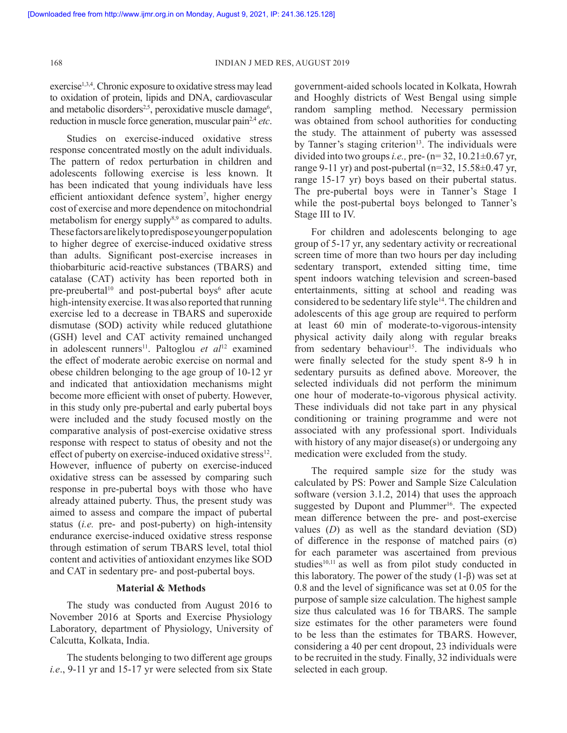exercise[1,3,4]. Chronic exposure to oxidative stress may lead to oxidation of protein, lipids and DNA, cardiovascular and metabolic disorders[2,5], peroxidative muscle damage[6], reduction in muscle force generation, muscular pain[2,4] *etc*.

Studies on exercise-induced oxidative stress response concentrated mostly on the adult individuals. The pattern of redox perturbation in children and adolescents following exercise is less known. It has been indicated that young individuals have less efficient antioxidant defence system[7], higher energy cost of exercise and more dependence on mitochondrial metabolism for energy supply[8,9] as compared to adults. These factors are likely to predispose younger population to higher degree of exercise-induced oxidative stress than adults. Significant post-exercise increases in thiobarbituric acid-reactive substances (TBARS) and catalase (CAT) activity has been reported both in pre-preubertal[10] and post-pubertal boys[6] after acute high-intensity exercise. It was also reported that running exercise led to a decrease in TBARS and superoxide dismutase (SOD) activity while reduced glutathione (GSH) level and CAT activity remained unchanged in adolescent runners[11]. Paltoglou *et al*[12] examined the effect of moderate aerobic exercise on normal and obese children belonging to the age group of 10-12 yr and indicated that antioxidation mechanisms might become more efficient with onset of puberty. However, in this study only pre-pubertal and early pubertal boys were included and the study focused mostly on the comparative analysis of post-exercise oxidative stress response with respect to status of obesity and not the effect of puberty on exercise-induced oxidative stress[12]. However, influence of puberty on exercise-induced oxidative stress can be assessed by comparing such response in pre-pubertal boys with those who have already attained puberty. Thus, the present study was aimed to assess and compare the impact of pubertal status (*i.e.* pre- and post-puberty) on high-intensity endurance exercise-induced oxidative stress response through estimation of serum TBARS level, total thiol content and activities of antioxidant enzymes like SOD and CAT in sedentary pre- and post-pubertal boys.

## Material & Methods

The study was conducted from August 2016 to November 2016 at Sports and Exercise Physiology Laboratory, department of Physiology, University of Calcutta, Kolkata, India.

The students belonging to two different age groups *i.e*., 9-11 yr and 15-17 yr were selected from six State government-aided schools located in Kolkata, Howrah and Hooghly districts of West Bengal using simple random sampling method. Necessary permission was obtained from school authorities for conducting the study. The attainment of puberty was assessed by Tanner's staging criterion[13]. The individuals were divided into two groups *i.e.,* pre- (n= 32, 10.21±0.67 yr, range 9-11 yr) and post-pubertal (n=32, 15.58±0.47 yr, range 15-17 yr) boys based on their pubertal status. The pre-pubertal boys were in Tanner's Stage I while the post-pubertal boys belonged to Tanner's Stage III to IV.

For children and adolescents belonging to age group of 5-17 yr, any sedentary activity or recreational screen time of more than two hours per day including sedentary transport, extended sitting time, time spent indoors watching television and screen-based entertainments, sitting at school and reading was considered to be sedentary life style[14]. The children and adolescents of this age group are required to perform at least 60 min of moderate-to-vigorous-intensity physical activity daily along with regular breaks from sedentary behaviour[15]. The individuals who were finally selected for the study spent 8-9 h in sedentary pursuits as defined above. Moreover, the selected individuals did not perform the minimum one hour of moderate-to-vigorous physical activity. These individuals did not take part in any physical conditioning or training programme and were not associated with any professional sport. Individuals with history of any major disease(s) or undergoing any medication were excluded from the study.

The required sample size for the study was calculated by PS: Power and Sample Size Calculation software (version 3.1.2, 2014) that uses the approach suggested by Dupont and Plummer[16]. The expected mean difference between the pre- and post-exercise values ($D$) as well as the standard deviation (SD) of difference in the response of matched pairs ($\sigma$) for each parameter was ascertained from previous studies[10,11] as well as from pilot study conducted in this laboratory. The power of the study ($1$-$\beta$) was set at 0.8 and the level of significance was set at 0.05 for the purpose of sample size calculation. The highest sample size thus calculated was 16 for TBARS. The sample size estimates for the other parameters were found to be less than the estimates for TBARS. However, considering a 40 per cent dropout, 23 individuals were to be recruited in the study. Finally, 32 individuals were selected in each group.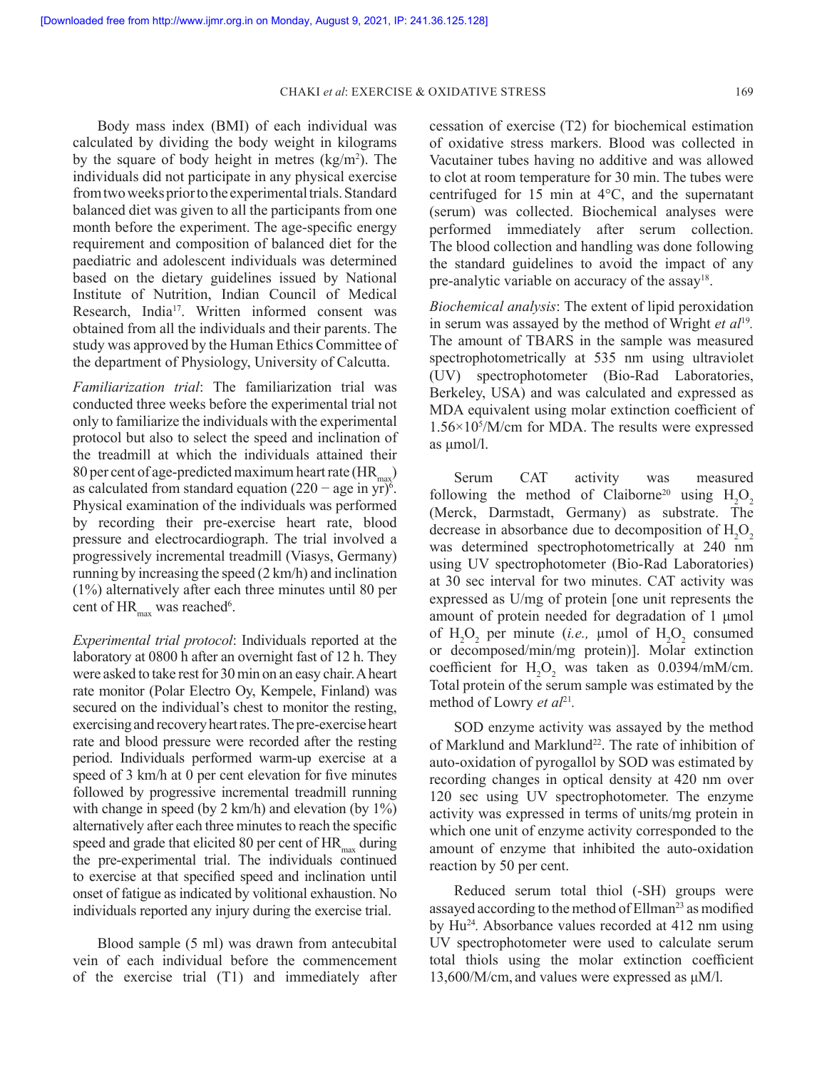Body mass index (BMI) of each individual was calculated by dividing the body weight in kilograms by the square of body height in metres ($kg/m^2$). The individuals did not participate in any physical exercise from two weeks prior to the experimental trials. Standard balanced diet was given to all the participants from one month before the experiment. The age-specific energy requirement and composition of balanced diet for the paediatric and adolescent individuals was determined based on the dietary guidelines issued by National Institute of Nutrition, Indian Council of Medical Research, India[17]. Written informed consent was obtained from all the individuals and their parents. The study was approved by the Human Ethics Committee of the department of Physiology, University of Calcutta.

*Familiarization trial*: The familiarization trial was conducted three weeks before the experimental trial not only to familiarize the individuals with the experimental protocol but also to select the speed and inclination of the treadmill at which the individuals attained their 80 per cent of age-predicted maximum heart rate ($HR_{max}$) as calculated from standard equation (220 − age in yr)[6]. Physical examination of the individuals was performed by recording their pre-exercise heart rate, blood pressure and electrocardiograph. The trial involved a progressively incremental treadmill (Viasys, Germany) running by increasing the speed (2 km/h) and inclination (1%) alternatively after each three minutes until 80 per cent of $HR_{max}$ was reached[6].

*Experimental trial protocol*: Individuals reported at the laboratory at 0800 h after an overnight fast of 12 h. They were asked to take rest for 30 min on an easy chair. A heart rate monitor (Polar Electro Oy, Kempele, Finland) was secured on the individual's chest to monitor the resting, exercising and recovery heart rates. The pre-exercise heart rate and blood pressure were recorded after the resting period. Individuals performed warm-up exercise at a speed of 3 km/h at 0 per cent elevation for five minutes followed by progressive incremental treadmill running with change in speed (by 2 km/h) and elevation (by 1%) alternatively after each three minutes to reach the specific speed and grade that elicited 80 per cent of $HR_{max}$ during the pre-experimental trial. The individuals continued to exercise at that specified speed and inclination until onset of fatigue as indicated by volitional exhaustion. No individuals reported any injury during the exercise trial.

Blood sample (5 ml) was drawn from antecubital vein of each individual before the commencement of the exercise trial (T1) and immediately after cessation of exercise (T2) for biochemical estimation of oxidative stress markers. Blood was collected in Vacutainer tubes having no additive and was allowed to clot at room temperature for 30 min. The tubes were centrifuged for 15 min at 4°C, and the supernatant (serum) was collected. Biochemical analyses were performed immediately after serum collection. The blood collection and handling was done following the standard guidelines to avoid the impact of any pre-analytic variable on accuracy of the assay[18].

*Biochemical analysis*: The extent of lipid peroxidation in serum was assayed by the method of Wright *et al*[19]. The amount of TBARS in the sample was measured spectrophotometrically at 535 nm using ultraviolet (UV) spectrophotometer (Bio-Rad Laboratories, Berkeley, USA) and was calculated and expressed as MDA equivalent using molar extinction coefficient of $1.56{\times}10^5$/M/cm for MDA. The results were expressed as μmol/l.

Serum CAT activity was measured following the method of Claiborne[20] using $H_2O_2$ (Merck, Darmstadt, Germany) as substrate. The decrease in absorbance due to decomposition of $H_2O_2$ was determined spectrophotometrically at 240 nm using UV spectrophotometer (Bio-Rad Laboratories) at 30 sec interval for two minutes. CAT activity was expressed as U/mg of protein [one unit represents the amount of protein needed for degradation of 1 μmol of $H_2O_2$ per minute (*i.e.,* μmol of $H_2O_2$ consumed or decomposed/min/mg protein)]. Molar extinction coefficient for $H_2O_2$ was taken as 0.0394/mM/cm. Total protein of the serum sample was estimated by the method of Lowry *et al*[21].

SOD enzyme activity was assayed by the method of Marklund and Marklund[22]. The rate of inhibition of auto-oxidation of pyrogallol by SOD was estimated by recording changes in optical density at 420 nm over 120 sec using UV spectrophotometer. The enzyme activity was expressed in terms of units/mg protein in which one unit of enzyme activity corresponded to the amount of enzyme that inhibited the auto-oxidation reaction by 50 per cent.

Reduced serum total thiol (-SH) groups were assayed according to the method of Ellman[23] as modified by Hu[24]. Absorbance values recorded at 412 nm using UV spectrophotometer were used to calculate serum total thiols using the molar extinction coefficient 13,600/M/cm, and values were expressed as μM/l.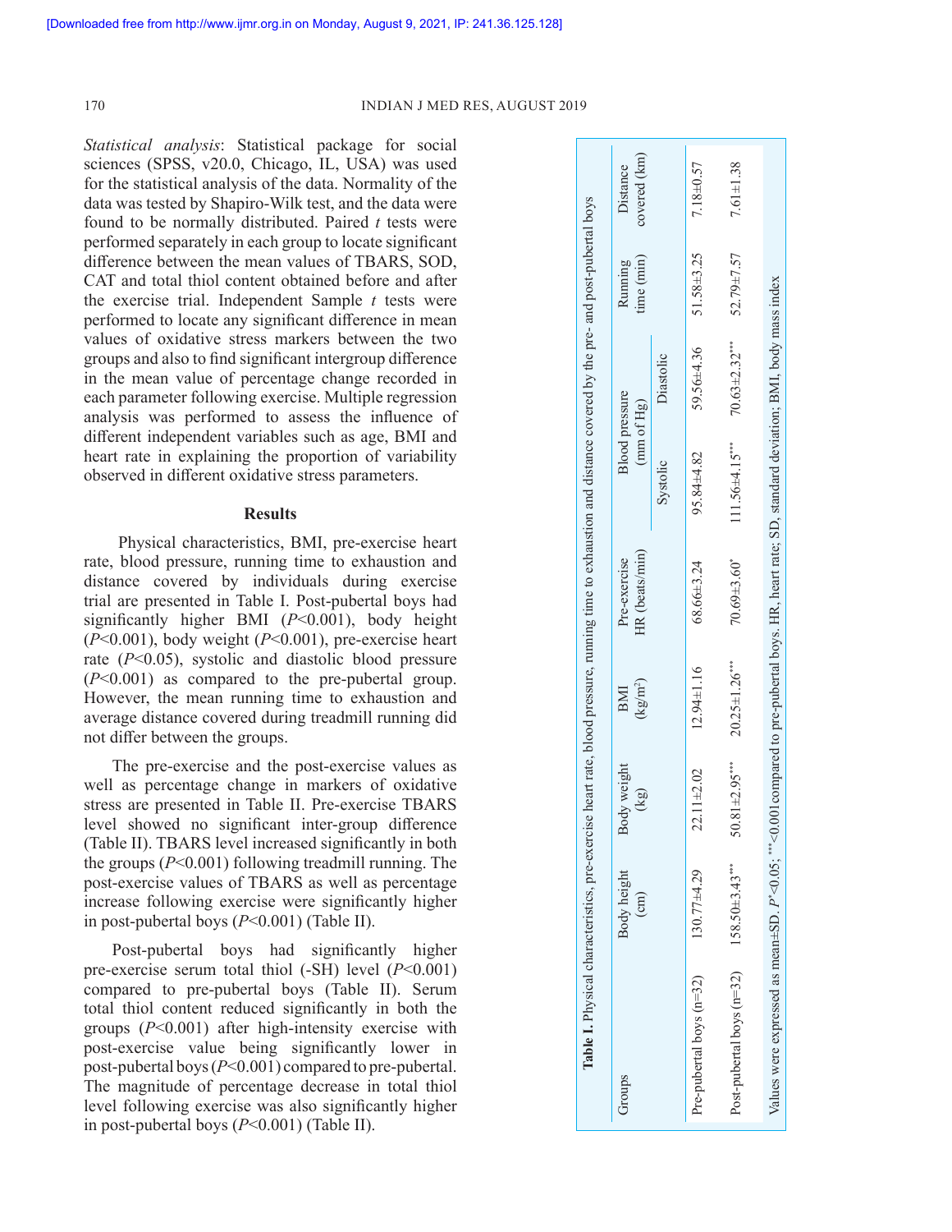*Statistical analysis*: Statistical package for social sciences (SPSS, v20.0, Chicago, IL, USA) was used for the statistical analysis of the data. Normality of the data was tested by Shapiro-Wilk test, and the data were found to be normally distributed. Paired *t* tests were performed separately in each group to locate significant difference between the mean values of TBARS, SOD, CAT and total thiol content obtained before and after the exercise trial. Independent Sample *t* tests were performed to locate any significant difference in mean values of oxidative stress markers between the two groups and also to find significant intergroup difference in the mean value of percentage change recorded in each parameter following exercise. Multiple regression analysis was performed to assess the influence of different independent variables such as age, BMI and heart rate in explaining the proportion of variability observed in different oxidative stress parameters.

## Results

Physical characteristics, BMI, pre-exercise heart rate, blood pressure, running time to exhaustion and distance covered by individuals during exercise trial are presented in Table I. Post-pubertal boys had significantly higher BMI ($P<0.001$), body height ($P<0.001$), body weight ($P<0.001$), pre-exercise heart rate ($P<0.05$), systolic and diastolic blood pressure ($P<0.001$) as compared to the pre-pubertal group. However, the mean running time to exhaustion and average distance covered during treadmill running did not differ between the groups.

The pre-exercise and the post-exercise values as well as percentage change in markers of oxidative stress are presented in Table II. Pre-exercise TBARS level showed no significant inter-group difference (Table II). TBARS level increased significantly in both the groups ($P<0.001$) following treadmill running. The post-exercise values of TBARS as well as percentage increase following exercise were significantly higher in post-pubertal boys ($P<0.001$) (Table II).

Post-pubertal boys had significantly higher pre-exercise serum total thiol (-SH) level ($P<0.001$) compared to pre-pubertal boys (Table II). Serum total thiol content reduced significantly in both the groups ($P<0.001$) after high-intensity exercise with post-exercise value being significantly lower in post-pubertal boys ($P<0.001$) compared to pre-pubertal. The magnitude of percentage decrease in total thiol level following exercise was also significantly higher in post-pubertal boys ($P<0.001$) (Table II).

**Table I.** Physical characteristics, pre-exercise heart rate, blood pressure, running time to exhaustion and distance covered by the pre- and post-pubertal boys

| Groups | Body height (cm) | Body weight (kg) | BMI (kg/m$^2$) | Pre-exercise HR (beats/min) | Blood pressure (mm of Hg) | | Running time (min) | Distance covered (km) |
|---|---|---|---|---|---|---|---|---|
| | | | | | Systolic | Diastolic | | |
| Pre-pubertal boys (n=32) | 130.77±4.29 | 22.11±2.02 | 12.94±1.16 | 68.66±3.24 | 95.84±4.82 | 59.56±4.36 | 51.58±3.25 | 7.18±0.57 |
| Post-pubertal boys (n=32) | 158.50±3.43*** | 50.81±2.95*** | 20.25±1.26*** | 70.69±3.60* | 111.56±4.15*** | 70.63±2.32*** | 52.79±7.57 | 7.61±1.38 |

Values were expressed as mean±SD. $P^*<0.05$; $^{***}<0.001$ compared to pre-pubertal boys. HR, heart rate; SD, standard deviation; BMI, body mass index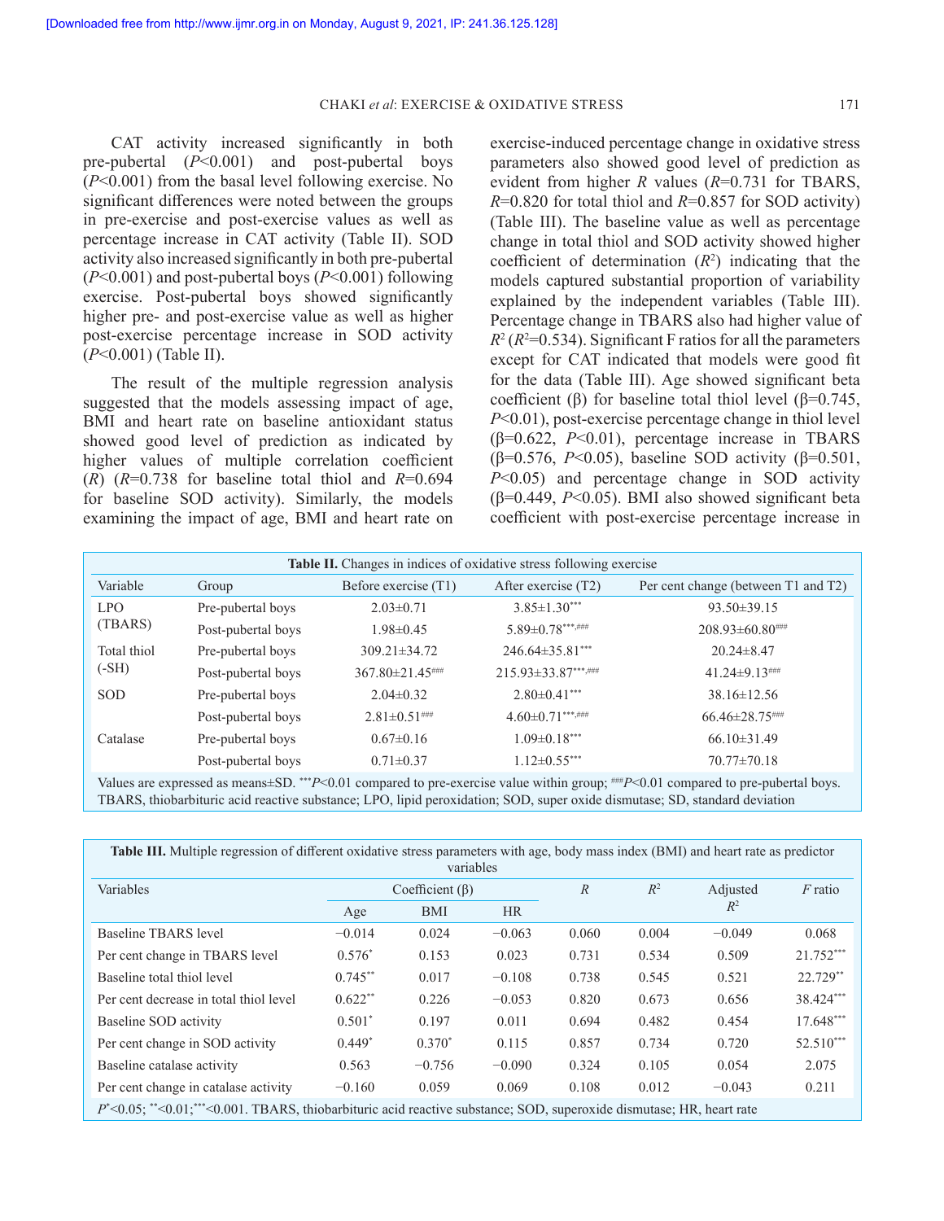CAT activity increased significantly in both pre-pubertal ($P<0.001$) and post-pubertal boys ($P<0.001$) from the basal level following exercise. No significant differences were noted between the groups in pre-exercise and post-exercise values as well as percentage increase in CAT activity (Table II). SOD activity also increased significantly in both pre-pubertal ($P<0.001$) and post-pubertal boys ($P<0.001$) following exercise. Post-pubertal boys showed significantly higher pre- and post-exercise value as well as higher post-exercise percentage increase in SOD activity ($P<0.001$) (Table II).

The result of the multiple regression analysis suggested that the models assessing impact of age, BMI and heart rate on baseline antioxidant status showed good level of prediction as indicated by higher values of multiple correlation coefficient ($R$) ($R$=0.738 for baseline total thiol and $R$=0.694 for baseline SOD activity). Similarly, the models examining the impact of age, BMI and heart rate on exercise-induced percentage change in oxidative stress parameters also showed good level of prediction as evident from higher $R$ values ($R$=0.731 for TBARS, $R$=0.820 for total thiol and $R$=0.857 for SOD activity) (Table III). The baseline value as well as percentage change in total thiol and SOD activity showed higher coefficient of determination ($R^2$) indicating that the models captured substantial proportion of variability explained by the independent variables (Table III). Percentage change in TBARS also had higher value of $R^2$ ($R^2$=0.534). Significant F ratios for all the parameters except for CAT indicated that models were good fit for the data (Table III). Age showed significant beta coefficient (β) for baseline total thiol level (β=0.745, $P<0.01$), post-exercise percentage change in thiol level (β=0.622, $P<0.01$), percentage increase in TBARS (β=0.576, $P<0.05$), baseline SOD activity (β=0.501, $P<0.05$) and percentage change in SOD activity (β=0.449, $P<0.05$). BMI also showed significant beta coefficient with post-exercise percentage increase in

**Table II.** Changes in indices of oxidative stress following exercise

| Variable | Group | Before exercise (T1) | After exercise (T2) | Per cent change (between T1 and T2) |
|---|---|---|---|---|
| LPO (TBARS) | Pre-pubertal boys | 2.03±0.71 | 3.85±1.30*** | 93.50±39.15 |
| | Post-pubertal boys | 1.98±0.45 | 5.89±0.78***,### | 208.93±60.80### |
| Total thiol (-SH) | Pre-pubertal boys | 309.21±34.72 | 246.64±35.81*** | 20.24±8.47 |
| | Post-pubertal boys | 367.80±21.45### | 215.93±33.87***,### | 41.24±9.13### |
| SOD | Pre-pubertal boys | 2.04±0.32 | 2.80±0.41*** | 38.16±12.56 |
| | Post-pubertal boys | 2.81±0.51### | 4.60±0.71***,### | 66.46±28.75### |
| Catalase | Pre-pubertal boys | 0.67±0.16 | 1.09±0.18*** | 66.10±31.49 |
| | Post-pubertal boys | 0.71±0.37 | 1.12±0.55*** | 70.77±70.18 |

Values are expressed as means±SD. ***$P<0.01$ compared to pre-exercise value within group; ###$P<0.01$ compared to pre-pubertal boys. TBARS, thiobarbituric acid reactive substance; LPO, lipid peroxidation; SOD, super oxide dismutase; SD, standard deviation

**Table III.** Multiple regression of different oxidative stress parameters with age, body mass index (BMI) and heart rate as predictor variables

| Variables | Coefficient (β) | | | $R$ | $R^2$ | Adjusted $R^2$ | $F$ ratio |
|---|---|---|---|---|---|---|---|
| | Age | BMI | HR | | | | |
| Baseline TBARS level | −0.014 | 0.024 | −0.063 | 0.060 | 0.004 | −0.049 | 0.068 |
| Per cent change in TBARS level | 0.576* | 0.153 | 0.023 | 0.731 | 0.534 | 0.509 | 21.752*** |
| Baseline total thiol level | 0.745** | 0.017 | −0.108 | 0.738 | 0.545 | 0.521 | 22.729** |
| Per cent decrease in total thiol level | 0.622** | 0.226 | −0.053 | 0.820 | 0.673 | 0.656 | 38.424*** |
| Baseline SOD activity | 0.501* | 0.197 | 0.011 | 0.694 | 0.482 | 0.454 | 17.648*** |
| Per cent change in SOD activity | 0.449* | 0.370* | 0.115 | 0.857 | 0.734 | 0.720 | 52.510*** |
| Baseline catalase activity | 0.563 | −0.756 | −0.090 | 0.324 | 0.105 | 0.054 | 2.075 |
| Per cent change in catalase activity | −0.160 | 0.059 | 0.069 | 0.108 | 0.012 | −0.043 | 0.211 |

$P$*<0.05; **<0.01;***<0.001. TBARS, thiobarbituric acid reactive substance; SOD, superoxide dismutase; HR, heart rate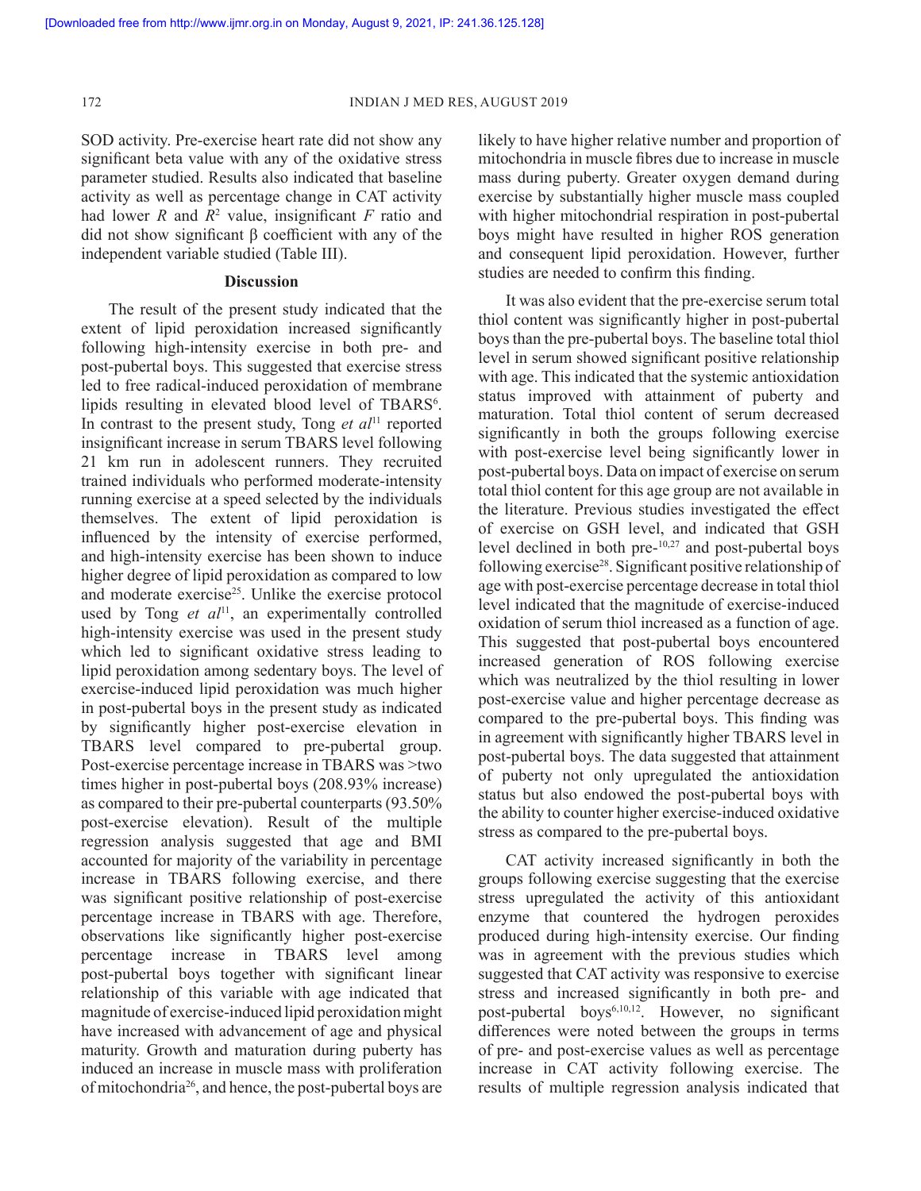SOD activity. Pre-exercise heart rate did not show any significant beta value with any of the oxidative stress parameter studied. Results also indicated that baseline activity as well as percentage change in CAT activity had lower $R$ and $R^2$ value, insignificant $F$ ratio and did not show significant β coefficient with any of the independent variable studied (Table III).

## Discussion

The result of the present study indicated that the extent of lipid peroxidation increased significantly following high-intensity exercise in both pre- and post-pubertal boys. This suggested that exercise stress led to free radical-induced peroxidation of membrane lipids resulting in elevated blood level of TBARS[6]. In contrast to the present study, Tong *et al*[11] reported insignificant increase in serum TBARS level following 21 km run in adolescent runners. They recruited trained individuals who performed moderate-intensity running exercise at a speed selected by the individuals themselves. The extent of lipid peroxidation is influenced by the intensity of exercise performed, and high-intensity exercise has been shown to induce higher degree of lipid peroxidation as compared to low and moderate exercise[25]. Unlike the exercise protocol used by Tong *et al*[11], an experimentally controlled high-intensity exercise was used in the present study which led to significant oxidative stress leading to lipid peroxidation among sedentary boys. The level of exercise-induced lipid peroxidation was much higher in post-pubertal boys in the present study as indicated by significantly higher post-exercise elevation in TBARS level compared to pre-pubertal group. Post-exercise percentage increase in TBARS was >two times higher in post-pubertal boys (208.93% increase) as compared to their pre-pubertal counterparts (93.50% post-exercise elevation). Result of the multiple regression analysis suggested that age and BMI accounted for majority of the variability in percentage increase in TBARS following exercise, and there was significant positive relationship of post-exercise percentage increase in TBARS with age. Therefore, observations like significantly higher post-exercise percentage increase in TBARS level among post-pubertal boys together with significant linear relationship of this variable with age indicated that magnitude of exercise-induced lipid peroxidation might have increased with advancement of age and physical maturity. Growth and maturation during puberty has induced an increase in muscle mass with proliferation of mitochondria[26], and hence, the post-pubertal boys are likely to have higher relative number and proportion of mitochondria in muscle fibres due to increase in muscle mass during puberty. Greater oxygen demand during exercise by substantially higher muscle mass coupled with higher mitochondrial respiration in post-pubertal boys might have resulted in higher ROS generation and consequent lipid peroxidation. However, further studies are needed to confirm this finding.

It was also evident that the pre-exercise serum total thiol content was significantly higher in post-pubertal boys than the pre-pubertal boys. The baseline total thiol level in serum showed significant positive relationship with age. This indicated that the systemic antioxidation status improved with attainment of puberty and maturation. Total thiol content of serum decreased significantly in both the groups following exercise with post-exercise level being significantly lower in post-pubertal boys. Data on impact of exercise on serum total thiol content for this age group are not available in the literature. Previous studies investigated the effect of exercise on GSH level, and indicated that GSH level declined in both pre-[10,27] and post-pubertal boys following exercise[28]. Significant positive relationship of age with post-exercise percentage decrease in total thiol level indicated that the magnitude of exercise-induced oxidation of serum thiol increased as a function of age. This suggested that post-pubertal boys encountered increased generation of ROS following exercise which was neutralized by the thiol resulting in lower post-exercise value and higher percentage decrease as compared to the pre-pubertal boys. This finding was in agreement with significantly higher TBARS level in post-pubertal boys. The data suggested that attainment of puberty not only upregulated the antioxidation status but also endowed the post-pubertal boys with the ability to counter higher exercise-induced oxidative stress as compared to the pre-pubertal boys.

CAT activity increased significantly in both the groups following exercise suggesting that the exercise stress upregulated the activity of this antioxidant enzyme that countered the hydrogen peroxides produced during high-intensity exercise. Our finding was in agreement with the previous studies which suggested that CAT activity was responsive to exercise stress and increased significantly in both pre- and post-pubertal boys[6,10,12]. However, no significant differences were noted between the groups in terms of pre- and post-exercise values as well as percentage increase in CAT activity following exercise. The results of multiple regression analysis indicated that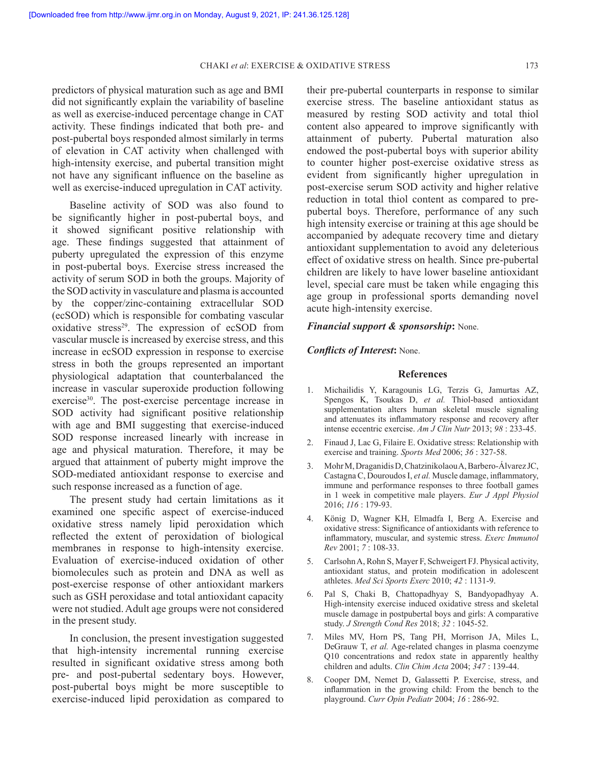predictors of physical maturation such as age and BMI did not significantly explain the variability of baseline as well as exercise-induced percentage change in CAT activity. These findings indicated that both pre- and post-pubertal boys responded almost similarly in terms of elevation in CAT activity when challenged with high-intensity exercise, and pubertal transition might not have any significant influence on the baseline as well as exercise-induced upregulation in CAT activity.

Baseline activity of SOD was also found to be significantly higher in post-pubertal boys, and it showed significant positive relationship with age. These findings suggested that attainment of puberty upregulated the expression of this enzyme in post-pubertal boys. Exercise stress increased the activity of serum SOD in both the groups. Majority of the SOD activity in vasculature and plasma is accounted by the copper/zinc-containing extracellular SOD (ecSOD) which is responsible for combating vascular oxidative stress[29]. The expression of ecSOD from vascular muscle is increased by exercise stress, and this increase in ecSOD expression in response to exercise stress in both the groups represented an important physiological adaptation that counterbalanced the increase in vascular superoxide production following exercise[30]. The post-exercise percentage increase in SOD activity had significant positive relationship with age and BMI suggesting that exercise-induced SOD response increased linearly with increase in age and physical maturation. Therefore, it may be argued that attainment of puberty might improve the SOD-mediated antioxidant response to exercise and such response increased as a function of age.

The present study had certain limitations as it examined one specific aspect of exercise-induced oxidative stress namely lipid peroxidation which reflected the extent of peroxidation of biological membranes in response to high-intensity exercise. Evaluation of exercise-induced oxidation of other biomolecules such as protein and DNA as well as post-exercise response of other antioxidant markers such as GSH peroxidase and total antioxidant capacity were not studied. Adult age groups were not considered in the present study.

In conclusion, the present investigation suggested that high-intensity incremental running exercise resulted in significant oxidative stress among both pre- and post-pubertal sedentary boys. However, post-pubertal boys might be more susceptible to exercise-induced lipid peroxidation as compared to their pre-pubertal counterparts in response to similar exercise stress. The baseline antioxidant status as measured by resting SOD activity and total thiol content also appeared to improve significantly with attainment of puberty. Pubertal maturation also endowed the post-pubertal boys with superior ability to counter higher post-exercise oxidative stress as evident from significantly higher upregulation in post-exercise serum SOD activity and higher relative reduction in total thiol content as compared to pre-pubertal boys. Therefore, performance of any such high intensity exercise or training at this age should be accompanied by adequate recovery time and dietary antioxidant supplementation to avoid any deleterious effect of oxidative stress on health. Since pre-pubertal children are likely to have lower baseline antioxidant level, special care must be taken while engaging this age group in professional sports demanding novel acute high-intensity exercise.

***Financial support & sponsorship*:** None.

***Conflicts of Interest*:** None.

## References

1. Michailidis Y, Karagounis LG, Terzis G, Jamurtas AZ, Spengos K, Tsoukas D, *et al.* Thiol-based antioxidant supplementation alters human skeletal muscle signaling and attenuates its inflammatory response and recovery after intense eccentric exercise. *Am J Clin Nutr* 2013; *98* : 233-45.
2. Finaud J, Lac G, Filaire E. Oxidative stress: Relationship with exercise and training. *Sports Med* 2006; *36* : 327-58.
3. Mohr M, Draganidis D, Chatzinikolaou A, Barbero-Álvarez JC, Castagna C, Douroudos I, *et al.* Muscle damage, inflammatory, immune and performance responses to three football games in 1 week in competitive male players. *Eur J Appl Physiol* 2016; *116* : 179-93.
4. König D, Wagner KH, Elmadfa I, Berg A. Exercise and oxidative stress: Significance of antioxidants with reference to inflammatory, muscular, and systemic stress. *Exerc Immunol Rev* 2001; *7* : 108-33.
5. Carlsohn A, Rohn S, Mayer F, Schweigert FJ. Physical activity, antioxidant status, and protein modification in adolescent athletes. *Med Sci Sports Exerc* 2010; *42* : 1131-9.
6. Pal S, Chaki B, Chattopadhyay S, Bandyopadhyay A. High-intensity exercise induced oxidative stress and skeletal muscle damage in postpubertal boys and girls: A comparative study. *J Strength Cond Res* 2018; *32* : 1045-52.
7. Miles MV, Horn PS, Tang PH, Morrison JA, Miles L, DeGrauw T, *et al.* Age-related changes in plasma coenzyme Q10 concentrations and redox state in apparently healthy children and adults. *Clin Chim Acta* 2004; *347* : 139-44.
8. Cooper DM, Nemet D, Galassetti P. Exercise, stress, and inflammation in the growing child: From the bench to the playground. *Curr Opin Pediatr* 2004; *16* : 286-92.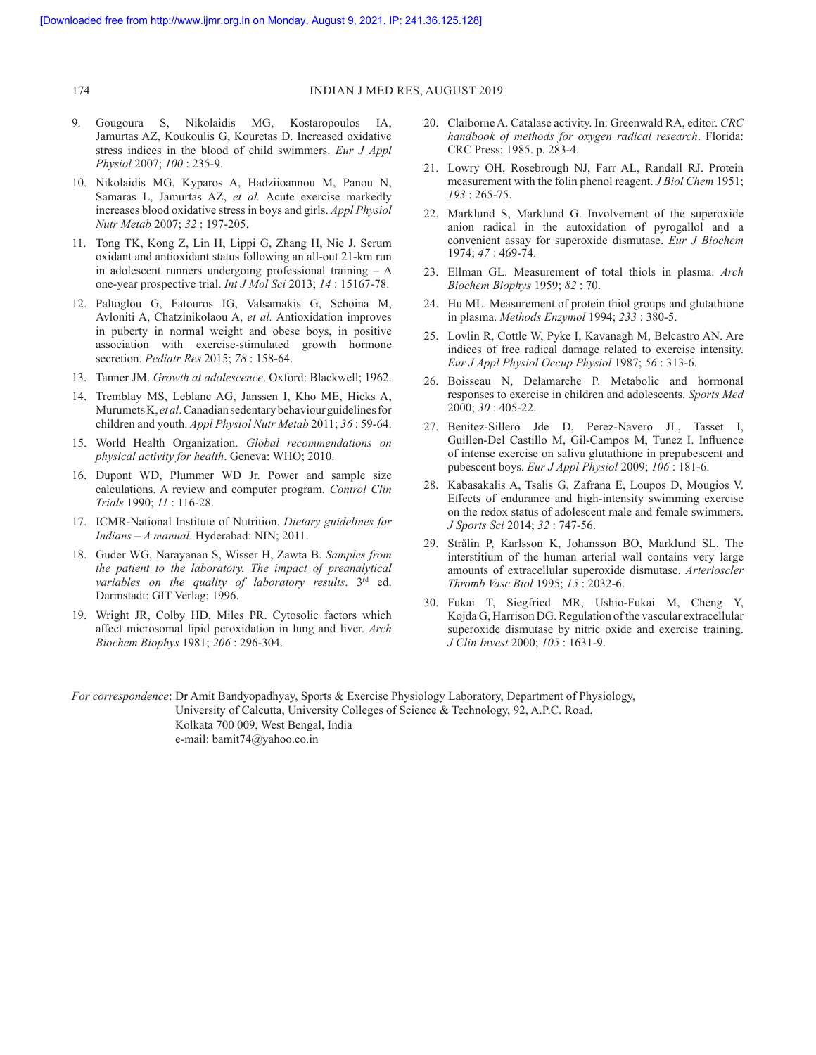9. Gougoura S, Nikolaidis MG, Kostaropoulos IA, Jamurtas AZ, Koukoulis G, Kouretas D. Increased oxidative stress indices in the blood of child swimmers. *Eur J Appl Physiol* 2007; *100* : 235-9.
10. Nikolaidis MG, Kyparos A, Hadziioannou M, Panou N, Samaras L, Jamurtas AZ, *et al.* Acute exercise markedly increases blood oxidative stress in boys and girls. *Appl Physiol Nutr Metab* 2007; *32* : 197-205.
11. Tong TK, Kong Z, Lin H, Lippi G, Zhang H, Nie J. Serum oxidant and antioxidant status following an all-out 21-km run in adolescent runners undergoing professional training – A one-year prospective trial. *Int J Mol Sci* 2013; *14* : 15167-78.
12. Paltoglou G, Fatouros IG, Valsamakis G, Schoina M, Avloniti A, Chatzinikolaou A, *et al.* Antioxidation improves in puberty in normal weight and obese boys, in positive association with exercise-stimulated growth hormone secretion. *Pediatr Res* 2015; *78* : 158-64.
13. Tanner JM. *Growth at adolescence*. Oxford: Blackwell; 1962.
14. Tremblay MS, Leblanc AG, Janssen I, Kho ME, Hicks A, Murumets K, *et al*. Canadian sedentary behaviour guidelines for children and youth. *Appl Physiol Nutr Metab* 2011; *36* : 59-64.
15. World Health Organization. *Global recommendations on physical activity for health*. Geneva: WHO; 2010.
16. Dupont WD, Plummer WD Jr. Power and sample size calculations. A review and computer program. *Control Clin Trials* 1990; *11* : 116-28.
17. ICMR-National Institute of Nutrition. *Dietary guidelines for Indians – A manual*. Hyderabad: NIN; 2011.
18. Guder WG, Narayanan S, Wisser H, Zawta B. *Samples from the patient to the laboratory. The impact of preanalytical variables on the quality of laboratory results*. 3rd ed. Darmstadt: GIT Verlag; 1996.
19. Wright JR, Colby HD, Miles PR. Cytosolic factors which affect microsomal lipid peroxidation in lung and liver. *Arch Biochem Biophys* 1981; *206* : 296-304.
20. Claiborne A. Catalase activity. In: Greenwald RA, editor. *CRC handbook of methods for oxygen radical research*. Florida: CRC Press; 1985. p. 283-4.
21. Lowry OH, Rosebrough NJ, Farr AL, Randall RJ. Protein measurement with the folin phenol reagent. *J Biol Chem* 1951; *193* : 265-75.
22. Marklund S, Marklund G. Involvement of the superoxide anion radical in the autoxidation of pyrogallol and a convenient assay for superoxide dismutase. *Eur J Biochem* 1974; *47* : 469-74.
23. Ellman GL. Measurement of total thiols in plasma. *Arch Biochem Biophys* 1959; *82* : 70.
24. Hu ML. Measurement of protein thiol groups and glutathione in plasma. *Methods Enzymol* 1994; *233* : 380-5.
25. Lovlin R, Cottle W, Pyke I, Kavanagh M, Belcastro AN. Are indices of free radical damage related to exercise intensity. *Eur J Appl Physiol Occup Physiol* 1987; *56* : 313-6.
26. Boisseau N, Delamarche P. Metabolic and hormonal responses to exercise in children and adolescents. *Sports Med* 2000; *30* : 405-22.
27. Benitez-Sillero Jde D, Perez-Navero JL, Tasset I, Guillen-Del Castillo M, Gil-Campos M, Tunez I. Influence of intense exercise on saliva glutathione in prepubescent and pubescent boys. *Eur J Appl Physiol* 2009; *106* : 181-6.
28. Kabasakalis A, Tsalis G, Zafrana E, Loupos D, Mougios V. Effects of endurance and high-intensity swimming exercise on the redox status of adolescent male and female swimmers. *J Sports Sci* 2014; *32* : 747-56.
29. Strålin P, Karlsson K, Johansson BO, Marklund SL. The interstitium of the human arterial wall contains very large amounts of extracellular superoxide dismutase. *Arterioscler Thromb Vasc Biol* 1995; *15* : 2032-6.
30. Fukai T, Siegfried MR, Ushio-Fukai M, Cheng Y, Kojda G, Harrison DG. Regulation of the vascular extracellular superoxide dismutase by nitric oxide and exercise training. *J Clin Invest* 2000; *105* : 1631-9.

*For correspondence*: Dr Amit Bandyopadhyay, Sports & Exercise Physiology Laboratory, Department of Physiology, University of Calcutta, University Colleges of Science & Technology, 92, A.P.C. Road, Kolkata 700 009, West Bengal, India
e-mail: bamit74@yahoo.co.in